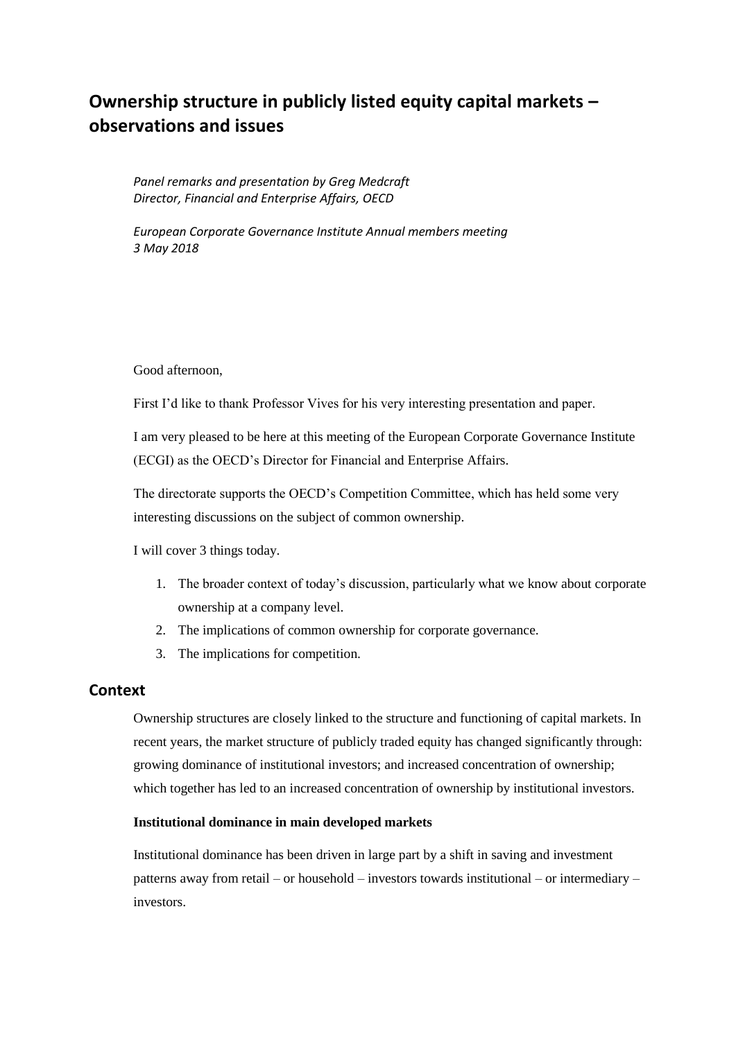# Ownership structure in publicly listed equity capital markets – observations and issues

*Panel remarks and presentation by Greg Medcraft*
*Director, Financial and Enterprise Affairs, OECD*

*European Corporate Governance Institute Annual members meeting*
*3 May 2018*

Good afternoon,

First I'd like to thank Professor Vives for his very interesting presentation and paper.

I am very pleased to be here at this meeting of the European Corporate Governance Institute (ECGI) as the OECD's Director for Financial and Enterprise Affairs.

The directorate supports the OECD's Competition Committee, which has held some very interesting discussions on the subject of common ownership.

I will cover 3 things today.

1. The broader context of today's discussion, particularly what we know about corporate ownership at a company level.
2. The implications of common ownership for corporate governance.
3. The implications for competition.

## Context

Ownership structures are closely linked to the structure and functioning of capital markets. In recent years, the market structure of publicly traded equity has changed significantly through: growing dominance of institutional investors; and increased concentration of ownership; which together has led to an increased concentration of ownership by institutional investors.

### Institutional dominance in main developed markets

Institutional dominance has been driven in large part by a shift in saving and investment patterns away from retail – or household – investors towards institutional – or intermediary – investors.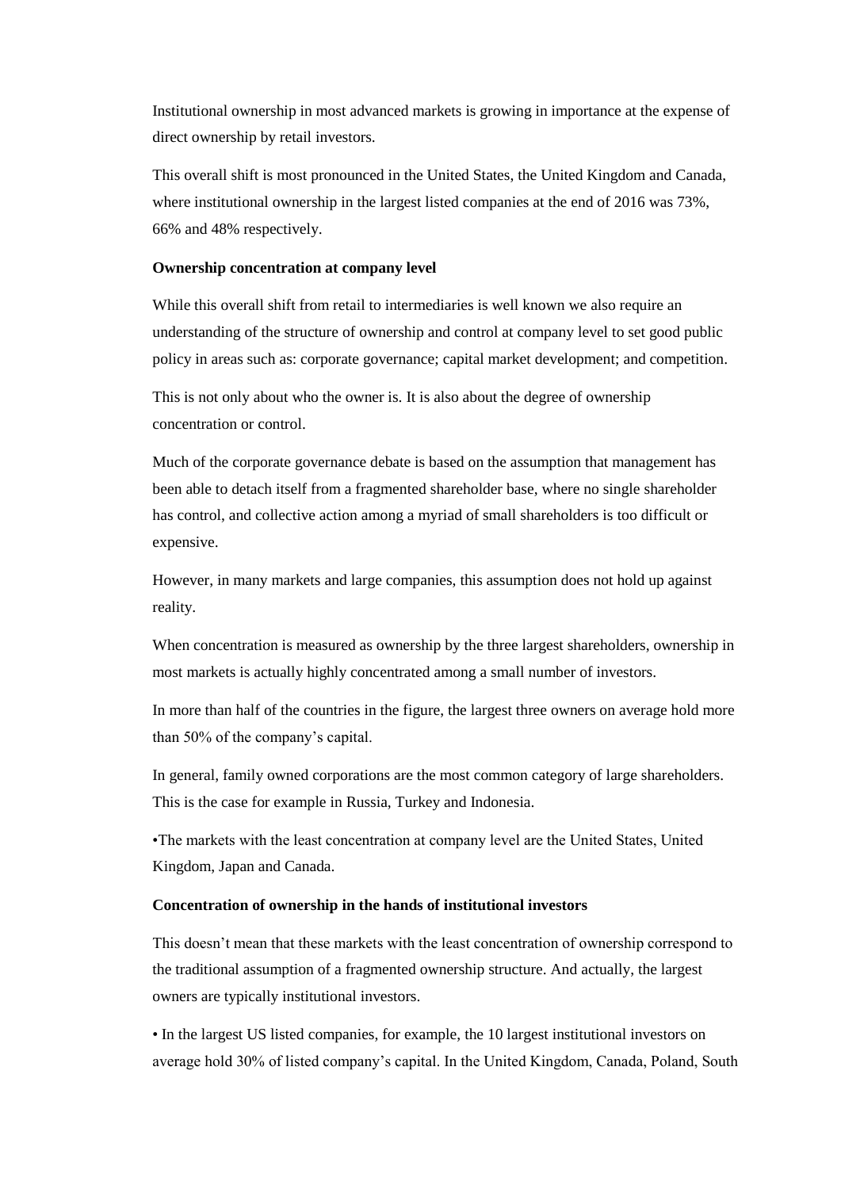Institutional ownership in most advanced markets is growing in importance at the expense of direct ownership by retail investors.

This overall shift is most pronounced in the United States, the United Kingdom and Canada, where institutional ownership in the largest listed companies at the end of 2016 was 73%, 66% and 48% respectively.

**Ownership concentration at company level**

While this overall shift from retail to intermediaries is well known we also require an understanding of the structure of ownership and control at company level to set good public policy in areas such as: corporate governance; capital market development; and competition.

This is not only about who the owner is. It is also about the degree of ownership concentration or control.

Much of the corporate governance debate is based on the assumption that management has been able to detach itself from a fragmented shareholder base, where no single shareholder has control, and collective action among a myriad of small shareholders is too difficult or expensive.

However, in many markets and large companies, this assumption does not hold up against reality.

When concentration is measured as ownership by the three largest shareholders, ownership in most markets is actually highly concentrated among a small number of investors.

In more than half of the countries in the figure, the largest three owners on average hold more than 50% of the company's capital.

In general, family owned corporations are the most common category of large shareholders. This is the case for example in Russia, Turkey and Indonesia.

•The markets with the least concentration at company level are the United States, United Kingdom, Japan and Canada.

**Concentration of ownership in the hands of institutional investors**

This doesn't mean that these markets with the least concentration of ownership correspond to the traditional assumption of a fragmented ownership structure. And actually, the largest owners are typically institutional investors.

• In the largest US listed companies, for example, the 10 largest institutional investors on average hold 30% of listed company's capital. In the United Kingdom, Canada, Poland, South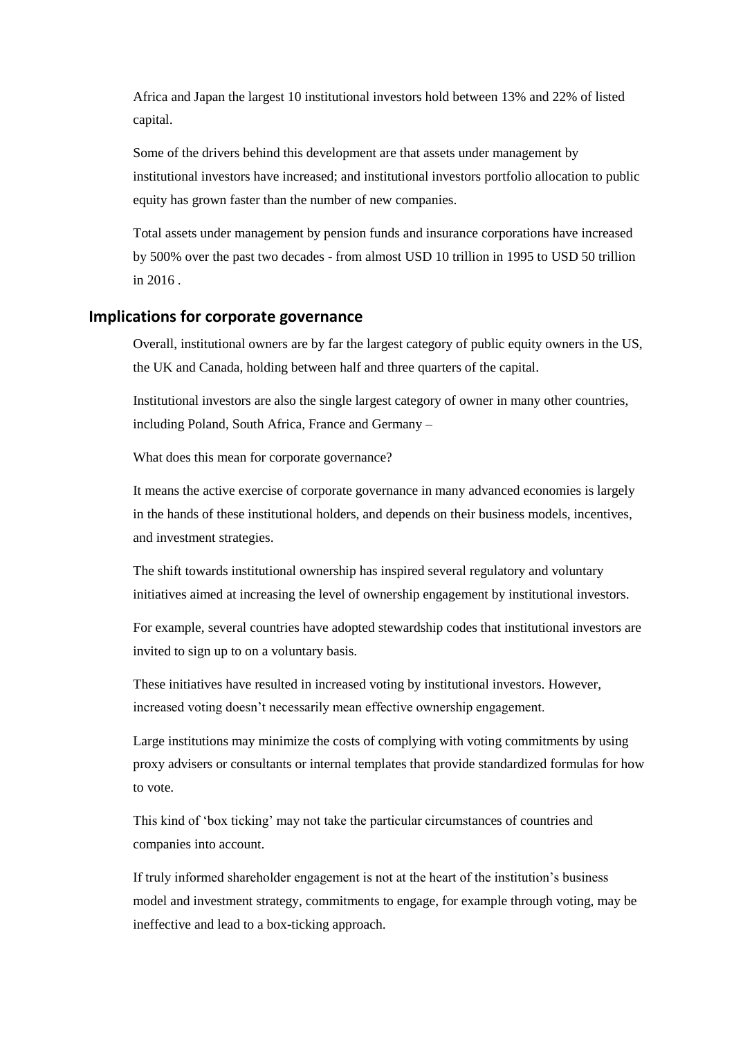Africa and Japan the largest 10 institutional investors hold between 13% and 22% of listed capital.

Some of the drivers behind this development are that assets under management by institutional investors have increased; and institutional investors portfolio allocation to public equity has grown faster than the number of new companies.

Total assets under management by pension funds and insurance corporations have increased by 500% over the past two decades - from almost USD 10 trillion in 1995 to USD 50 trillion in 2016 .

## Implications for corporate governance

Overall, institutional owners are by far the largest category of public equity owners in the US, the UK and Canada, holding between half and three quarters of the capital.

Institutional investors are also the single largest category of owner in many other countries, including Poland, South Africa, France and Germany –

What does this mean for corporate governance?

It means the active exercise of corporate governance in many advanced economies is largely in the hands of these institutional holders, and depends on their business models, incentives, and investment strategies.

The shift towards institutional ownership has inspired several regulatory and voluntary initiatives aimed at increasing the level of ownership engagement by institutional investors.

For example, several countries have adopted stewardship codes that institutional investors are invited to sign up to on a voluntary basis.

These initiatives have resulted in increased voting by institutional investors. However, increased voting doesn't necessarily mean effective ownership engagement.

Large institutions may minimize the costs of complying with voting commitments by using proxy advisers or consultants or internal templates that provide standardized formulas for how to vote.

This kind of 'box ticking' may not take the particular circumstances of countries and companies into account.

If truly informed shareholder engagement is not at the heart of the institution's business model and investment strategy, commitments to engage, for example through voting, may be ineffective and lead to a box-ticking approach.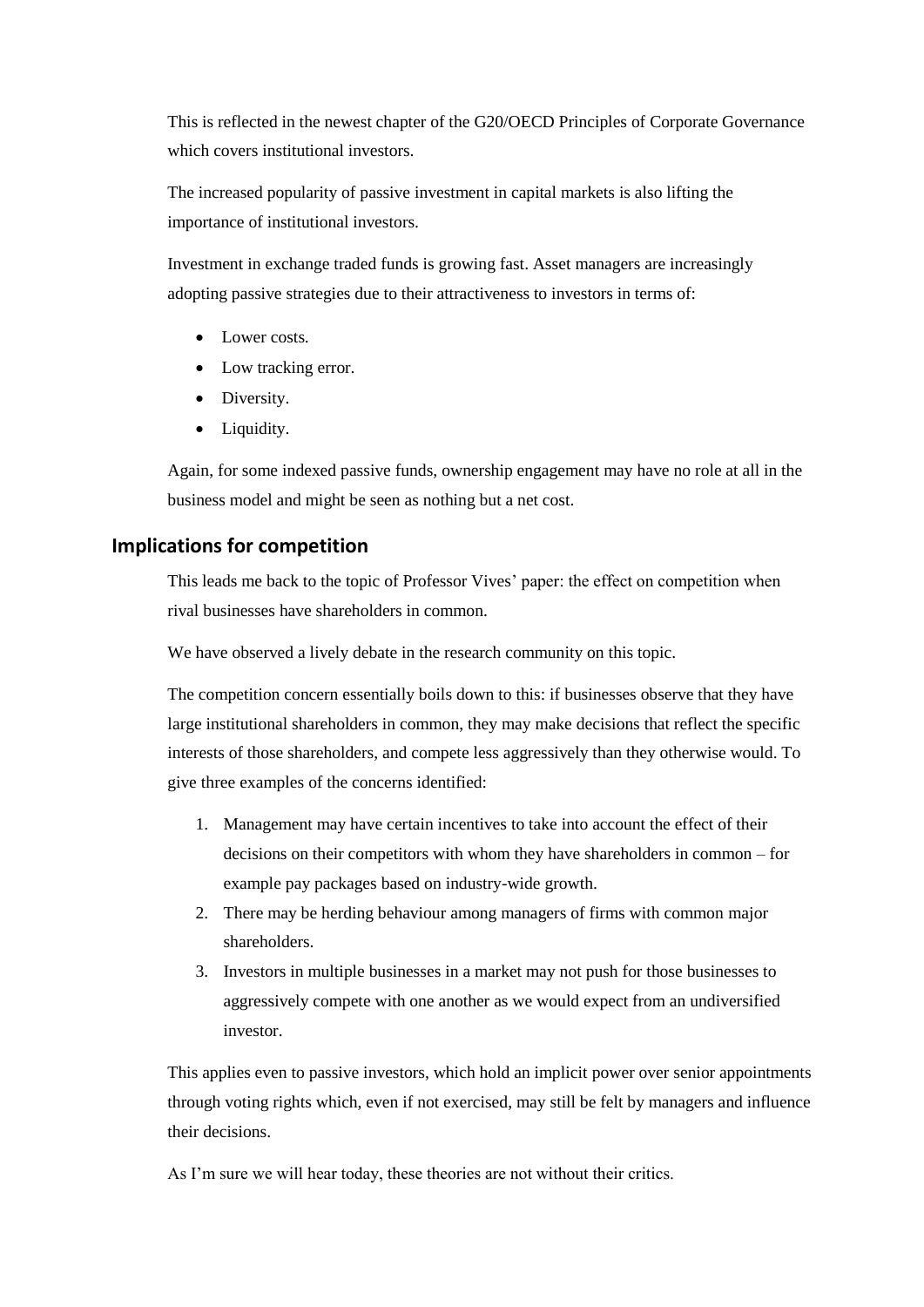This is reflected in the newest chapter of the G20/OECD Principles of Corporate Governance which covers institutional investors.

The increased popularity of passive investment in capital markets is also lifting the importance of institutional investors.

Investment in exchange traded funds is growing fast. Asset managers are increasingly adopting passive strategies due to their attractiveness to investors in terms of:

- Lower costs.
- Low tracking error.
- Diversity.
- Liquidity.

Again, for some indexed passive funds, ownership engagement may have no role at all in the business model and might be seen as nothing but a net cost.

## Implications for competition

This leads me back to the topic of Professor Vives' paper: the effect on competition when rival businesses have shareholders in common.

We have observed a lively debate in the research community on this topic.

The competition concern essentially boils down to this: if businesses observe that they have large institutional shareholders in common, they may make decisions that reflect the specific interests of those shareholders, and compete less aggressively than they otherwise would. To give three examples of the concerns identified:

1. Management may have certain incentives to take into account the effect of their decisions on their competitors with whom they have shareholders in common – for example pay packages based on industry-wide growth.
2. There may be herding behaviour among managers of firms with common major shareholders.
3. Investors in multiple businesses in a market may not push for those businesses to aggressively compete with one another as we would expect from an undiversified investor.

This applies even to passive investors, which hold an implicit power over senior appointments through voting rights which, even if not exercised, may still be felt by managers and influence their decisions.

As I'm sure we will hear today, these theories are not without their critics.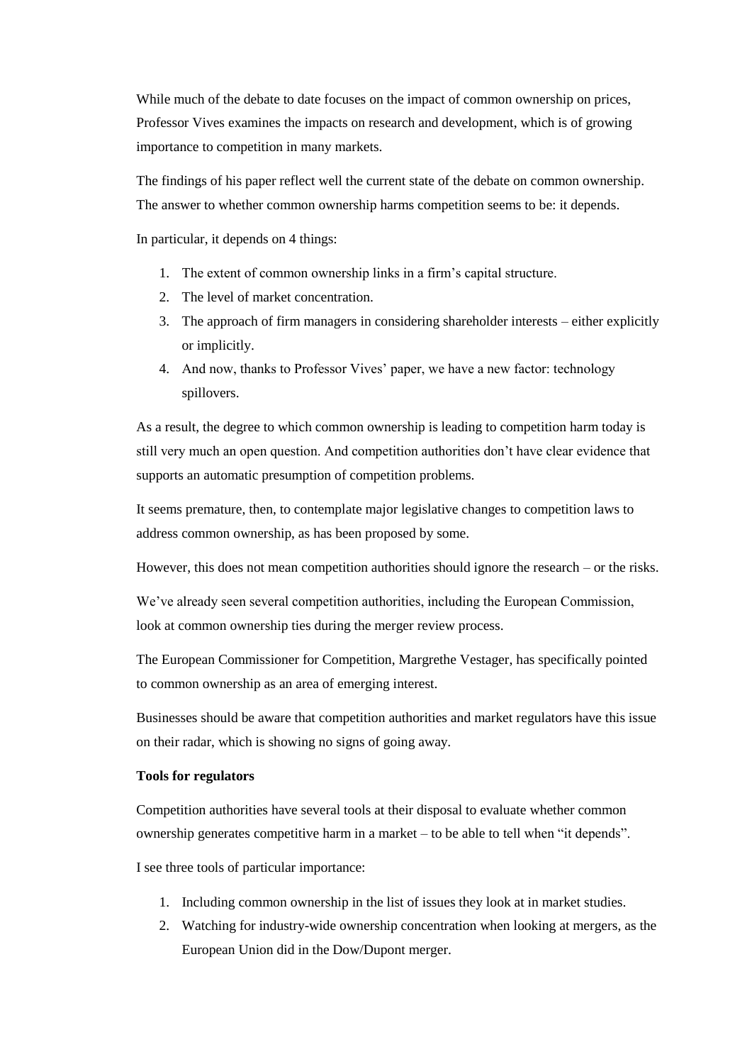While much of the debate to date focuses on the impact of common ownership on prices, Professor Vives examines the impacts on research and development, which is of growing importance to competition in many markets.

The findings of his paper reflect well the current state of the debate on common ownership. The answer to whether common ownership harms competition seems to be: it depends.

In particular, it depends on 4 things:

1. The extent of common ownership links in a firm's capital structure.
2. The level of market concentration.
3. The approach of firm managers in considering shareholder interests – either explicitly or implicitly.
4. And now, thanks to Professor Vives' paper, we have a new factor: technology spillovers.

As a result, the degree to which common ownership is leading to competition harm today is still very much an open question. And competition authorities don't have clear evidence that supports an automatic presumption of competition problems.

It seems premature, then, to contemplate major legislative changes to competition laws to address common ownership, as has been proposed by some.

However, this does not mean competition authorities should ignore the research – or the risks.

We've already seen several competition authorities, including the European Commission, look at common ownership ties during the merger review process.

The European Commissioner for Competition, Margrethe Vestager, has specifically pointed to common ownership as an area of emerging interest.

Businesses should be aware that competition authorities and market regulators have this issue on their radar, which is showing no signs of going away.

**Tools for regulators**

Competition authorities have several tools at their disposal to evaluate whether common ownership generates competitive harm in a market – to be able to tell when "it depends".

I see three tools of particular importance:

1. Including common ownership in the list of issues they look at in market studies.
2. Watching for industry-wide ownership concentration when looking at mergers, as the European Union did in the Dow/Dupont merger.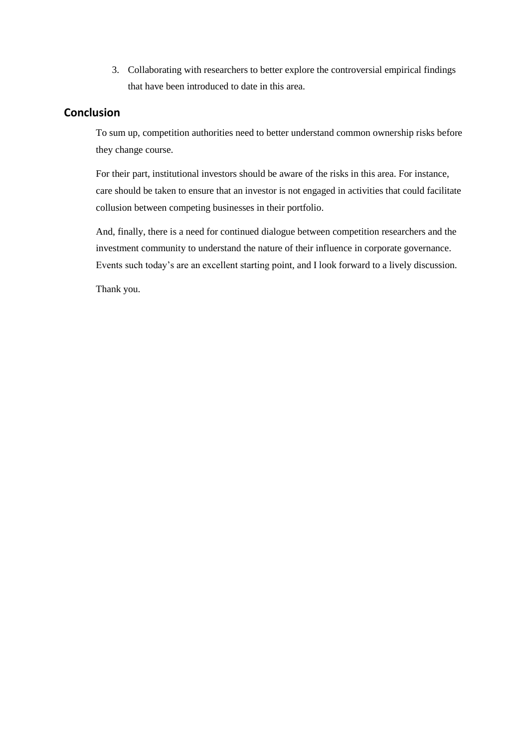3. Collaborating with researchers to better explore the controversial empirical findings that have been introduced to date in this area.

## Conclusion

To sum up, competition authorities need to better understand common ownership risks before they change course.

For their part, institutional investors should be aware of the risks in this area. For instance, care should be taken to ensure that an investor is not engaged in activities that could facilitate collusion between competing businesses in their portfolio.

And, finally, there is a need for continued dialogue between competition researchers and the investment community to understand the nature of their influence in corporate governance. Events such today's are an excellent starting point, and I look forward to a lively discussion.

Thank you.